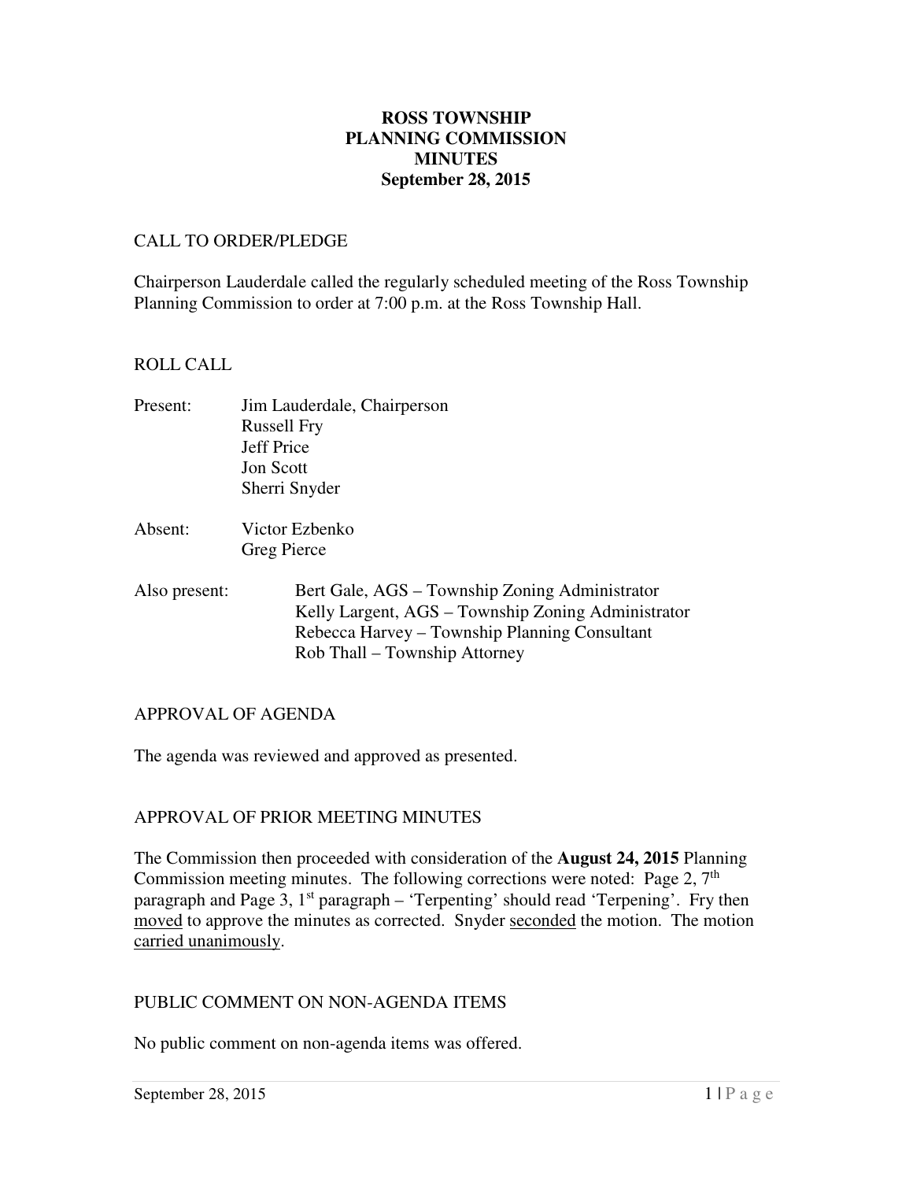# ROSS TOWNSHIP
# PLANNING COMMISSION
# MINUTES
# September 28, 2015

## CALL TO ORDER/PLEDGE

Chairperson Lauderdale called the regularly scheduled meeting of the Ross Township Planning Commission to order at 7:00 p.m. at the Ross Township Hall.

## ROLL CALL

Present: Jim Lauderdale, Chairperson
Russell Fry
Jeff Price
Jon Scott
Sherri Snyder

Absent: Victor Ezbenko
Greg Pierce

Also present: Bert Gale, AGS – Township Zoning Administrator
Kelly Largent, AGS – Township Zoning Administrator
Rebecca Harvey – Township Planning Consultant
Rob Thall – Township Attorney

## APPROVAL OF AGENDA

The agenda was reviewed and approved as presented.

## APPROVAL OF PRIOR MEETING MINUTES

The Commission then proceeded with consideration of the **August 24, 2015** Planning Commission meeting minutes. The following corrections were noted: Page 2, 7th paragraph and Page 3, 1st paragraph – 'Terpenting' should read 'Terpening'. Fry then moved to approve the minutes as corrected. Snyder seconded the motion. The motion carried unanimously.

## PUBLIC COMMENT ON NON-AGENDA ITEMS

No public comment on non-agenda items was offered.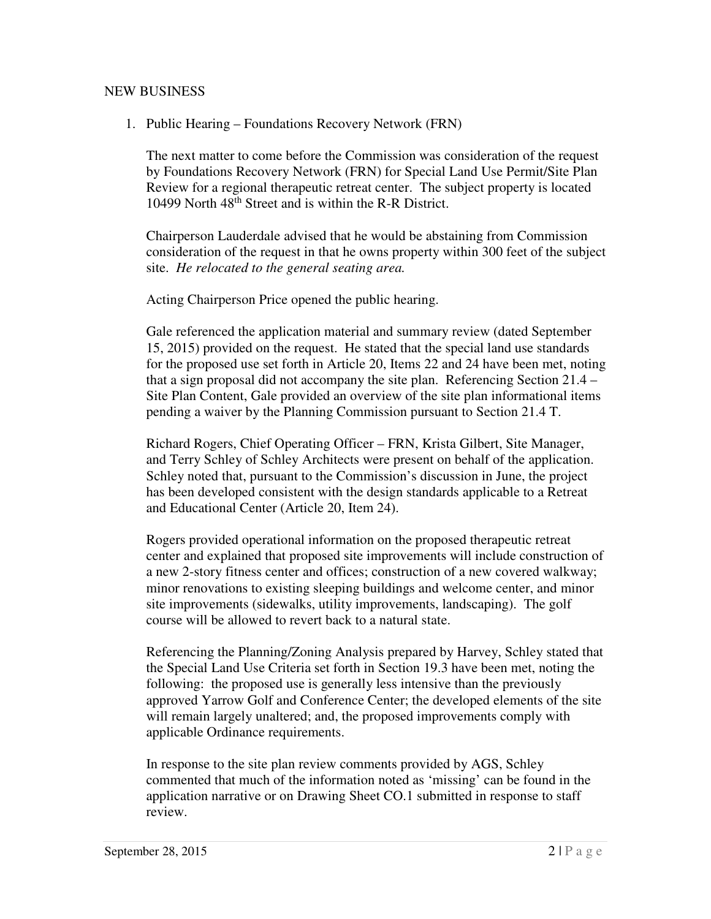NEW BUSINESS

1. Public Hearing – Foundations Recovery Network (FRN)

   The next matter to come before the Commission was consideration of the request by Foundations Recovery Network (FRN) for Special Land Use Permit/Site Plan Review for a regional therapeutic retreat center. The subject property is located 10499 North 48th Street and is within the R-R District.

   Chairperson Lauderdale advised that he would be abstaining from Commission consideration of the request in that he owns property within 300 feet of the subject site. *He relocated to the general seating area.*

   Acting Chairperson Price opened the public hearing.

   Gale referenced the application material and summary review (dated September 15, 2015) provided on the request. He stated that the special land use standards for the proposed use set forth in Article 20, Items 22 and 24 have been met, noting that a sign proposal did not accompany the site plan. Referencing Section 21.4 – Site Plan Content, Gale provided an overview of the site plan informational items pending a waiver by the Planning Commission pursuant to Section 21.4 T.

   Richard Rogers, Chief Operating Officer – FRN, Krista Gilbert, Site Manager, and Terry Schley of Schley Architects were present on behalf of the application. Schley noted that, pursuant to the Commission's discussion in June, the project has been developed consistent with the design standards applicable to a Retreat and Educational Center (Article 20, Item 24).

   Rogers provided operational information on the proposed therapeutic retreat center and explained that proposed site improvements will include construction of a new 2-story fitness center and offices; construction of a new covered walkway; minor renovations to existing sleeping buildings and welcome center, and minor site improvements (sidewalks, utility improvements, landscaping). The golf course will be allowed to revert back to a natural state.

   Referencing the Planning/Zoning Analysis prepared by Harvey, Schley stated that the Special Land Use Criteria set forth in Section 19.3 have been met, noting the following: the proposed use is generally less intensive than the previously approved Yarrow Golf and Conference Center; the developed elements of the site will remain largely unaltered; and, the proposed improvements comply with applicable Ordinance requirements.

   In response to the site plan review comments provided by AGS, Schley commented that much of the information noted as 'missing' can be found in the application narrative or on Drawing Sheet CO.1 submitted in response to staff review.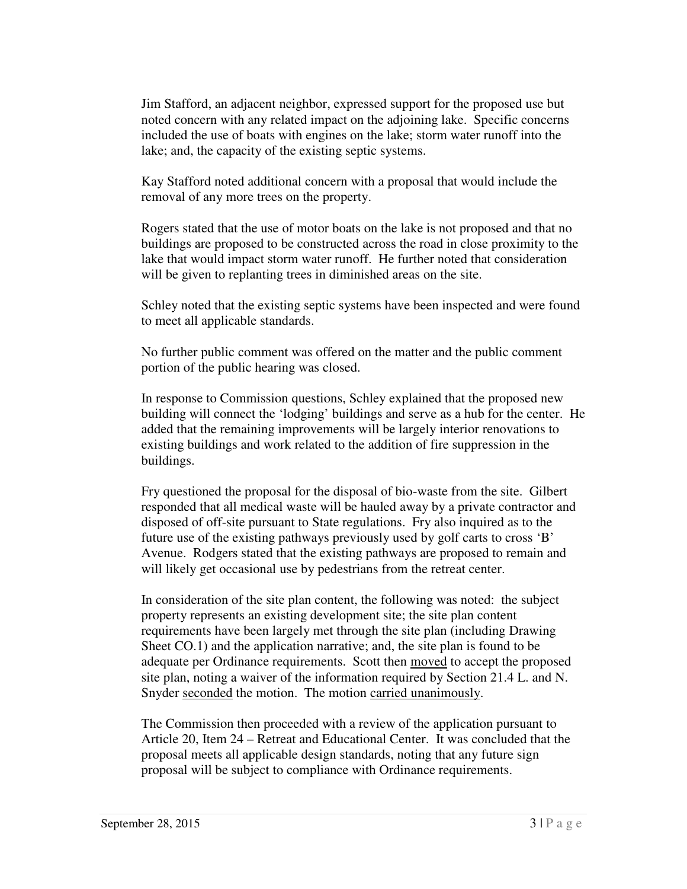Jim Stafford, an adjacent neighbor, expressed support for the proposed use but noted concern with any related impact on the adjoining lake. Specific concerns included the use of boats with engines on the lake; storm water runoff into the lake; and, the capacity of the existing septic systems.

Kay Stafford noted additional concern with a proposal that would include the removal of any more trees on the property.

Rogers stated that the use of motor boats on the lake is not proposed and that no buildings are proposed to be constructed across the road in close proximity to the lake that would impact storm water runoff. He further noted that consideration will be given to replanting trees in diminished areas on the site.

Schley noted that the existing septic systems have been inspected and were found to meet all applicable standards.

No further public comment was offered on the matter and the public comment portion of the public hearing was closed.

In response to Commission questions, Schley explained that the proposed new building will connect the 'lodging' buildings and serve as a hub for the center. He added that the remaining improvements will be largely interior renovations to existing buildings and work related to the addition of fire suppression in the buildings.

Fry questioned the proposal for the disposal of bio-waste from the site. Gilbert responded that all medical waste will be hauled away by a private contractor and disposed of off-site pursuant to State regulations. Fry also inquired as to the future use of the existing pathways previously used by golf carts to cross 'B' Avenue. Rodgers stated that the existing pathways are proposed to remain and will likely get occasional use by pedestrians from the retreat center.

In consideration of the site plan content, the following was noted: the subject property represents an existing development site; the site plan content requirements have been largely met through the site plan (including Drawing Sheet CO.1) and the application narrative; and, the site plan is found to be adequate per Ordinance requirements. Scott then moved to accept the proposed site plan, noting a waiver of the information required by Section 21.4 L. and N. Snyder seconded the motion. The motion carried unanimously.

The Commission then proceeded with a review of the application pursuant to Article 20, Item 24 – Retreat and Educational Center. It was concluded that the proposal meets all applicable design standards, noting that any future sign proposal will be subject to compliance with Ordinance requirements.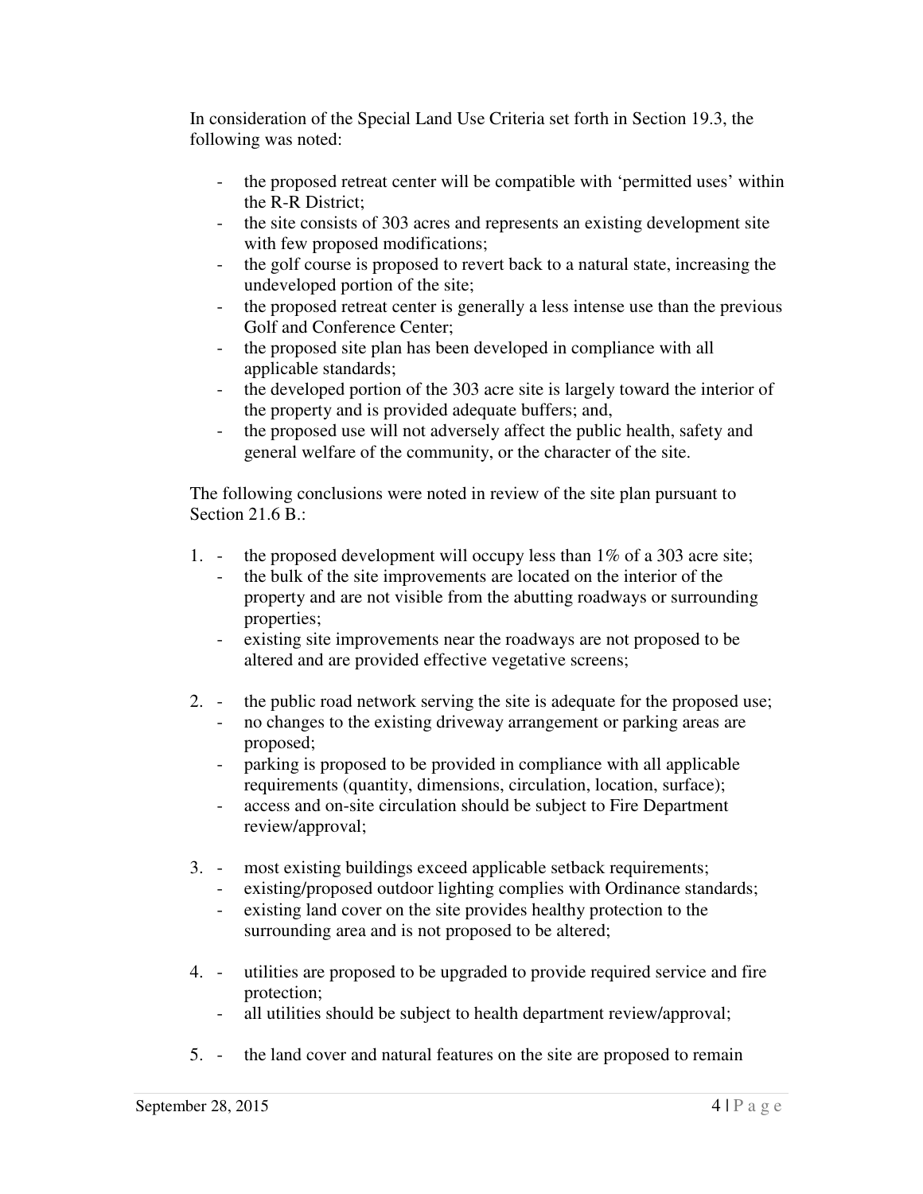In consideration of the Special Land Use Criteria set forth in Section 19.3, the following was noted:

- the proposed retreat center will be compatible with 'permitted uses' within the R-R District;
- the site consists of 303 acres and represents an existing development site with few proposed modifications;
- the golf course is proposed to revert back to a natural state, increasing the undeveloped portion of the site;
- the proposed retreat center is generally a less intense use than the previous Golf and Conference Center;
- the proposed site plan has been developed in compliance with all applicable standards;
- the developed portion of the 303 acre site is largely toward the interior of the property and is provided adequate buffers; and,
- the proposed use will not adversely affect the public health, safety and general welfare of the community, or the character of the site.

The following conclusions were noted in review of the site plan pursuant to Section 21.6 B.:

1. - the proposed development will occupy less than 1% of a 303 acre site;
   - the bulk of the site improvements are located on the interior of the property and are not visible from the abutting roadways or surrounding properties;
   - existing site improvements near the roadways are not proposed to be altered and are provided effective vegetative screens;

2. - the public road network serving the site is adequate for the proposed use;
   - no changes to the existing driveway arrangement or parking areas are proposed;
   - parking is proposed to be provided in compliance with all applicable requirements (quantity, dimensions, circulation, location, surface);
   - access and on-site circulation should be subject to Fire Department review/approval;

3. - most existing buildings exceed applicable setback requirements;
   - existing/proposed outdoor lighting complies with Ordinance standards;
   - existing land cover on the site provides healthy protection to the surrounding area and is not proposed to be altered;

4. - utilities are proposed to be upgraded to provide required service and fire protection;
   - all utilities should be subject to health department review/approval;

5. - the land cover and natural features on the site are proposed to remain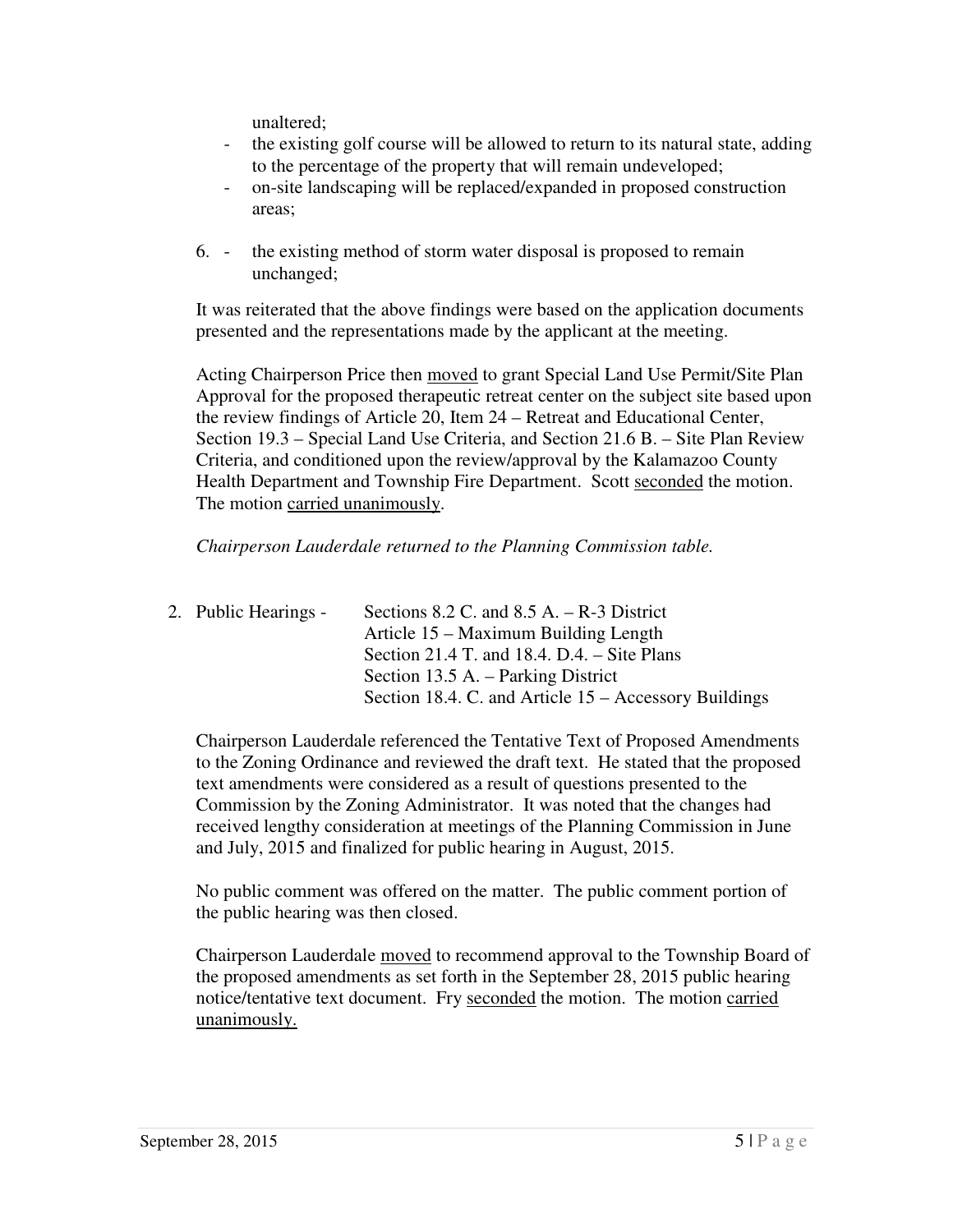unaltered;

- the existing golf course will be allowed to return to its natural state, adding to the percentage of the property that will remain undeveloped;
- on-site landscaping will be replaced/expanded in proposed construction areas;

6. - the existing method of storm water disposal is proposed to remain unchanged;

It was reiterated that the above findings were based on the application documents presented and the representations made by the applicant at the meeting.

Acting Chairperson Price then <u>moved</u> to grant Special Land Use Permit/Site Plan Approval for the proposed therapeutic retreat center on the subject site based upon the review findings of Article 20, Item 24 – Retreat and Educational Center, Section 19.3 – Special Land Use Criteria, and Section 21.6 B. – Site Plan Review Criteria, and conditioned upon the review/approval by the Kalamazoo County Health Department and Township Fire Department. Scott <u>seconded</u> the motion. The motion <u>carried unanimously</u>.

*Chairperson Lauderdale returned to the Planning Commission table.*

2. Public Hearings - Sections 8.2 C. and 8.5 A. – R-3 District
   Article 15 – Maximum Building Length
   Section 21.4 T. and 18.4. D.4. – Site Plans
   Section 13.5 A. – Parking District
   Section 18.4. C. and Article 15 – Accessory Buildings

Chairperson Lauderdale referenced the Tentative Text of Proposed Amendments to the Zoning Ordinance and reviewed the draft text. He stated that the proposed text amendments were considered as a result of questions presented to the Commission by the Zoning Administrator. It was noted that the changes had received lengthy consideration at meetings of the Planning Commission in June and July, 2015 and finalized for public hearing in August, 2015.

No public comment was offered on the matter. The public comment portion of the public hearing was then closed.

Chairperson Lauderdale <u>moved</u> to recommend approval to the Township Board of the proposed amendments as set forth in the September 28, 2015 public hearing notice/tentative text document. Fry <u>seconded</u> the motion. The motion <u>carried unanimously.</u>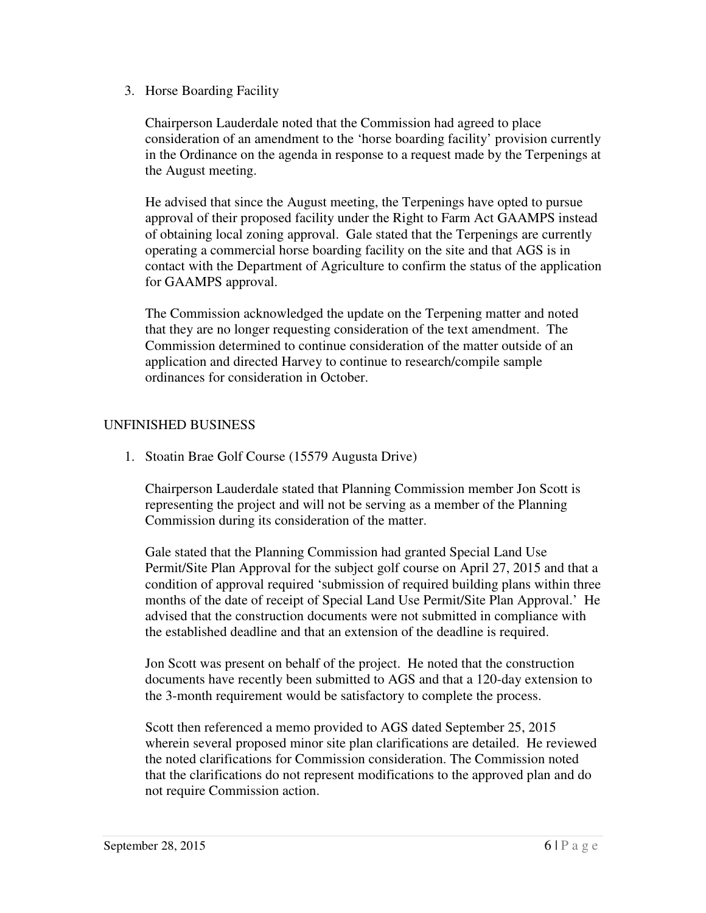3. Horse Boarding Facility

   Chairperson Lauderdale noted that the Commission had agreed to place consideration of an amendment to the 'horse boarding facility' provision currently in the Ordinance on the agenda in response to a request made by the Terpenings at the August meeting.

   He advised that since the August meeting, the Terpenings have opted to pursue approval of their proposed facility under the Right to Farm Act GAAMPS instead of obtaining local zoning approval. Gale stated that the Terpenings are currently operating a commercial horse boarding facility on the site and that AGS is in contact with the Department of Agriculture to confirm the status of the application for GAAMPS approval.

   The Commission acknowledged the update on the Terpening matter and noted that they are no longer requesting consideration of the text amendment. The Commission determined to continue consideration of the matter outside of an application and directed Harvey to continue to research/compile sample ordinances for consideration in October.

## UNFINISHED BUSINESS

1. Stoatin Brae Golf Course (15579 Augusta Drive)

   Chairperson Lauderdale stated that Planning Commission member Jon Scott is representing the project and will not be serving as a member of the Planning Commission during its consideration of the matter.

   Gale stated that the Planning Commission had granted Special Land Use Permit/Site Plan Approval for the subject golf course on April 27, 2015 and that a condition of approval required 'submission of required building plans within three months of the date of receipt of Special Land Use Permit/Site Plan Approval.' He advised that the construction documents were not submitted in compliance with the established deadline and that an extension of the deadline is required.

   Jon Scott was present on behalf of the project. He noted that the construction documents have recently been submitted to AGS and that a 120-day extension to the 3-month requirement would be satisfactory to complete the process.

   Scott then referenced a memo provided to AGS dated September 25, 2015 wherein several proposed minor site plan clarifications are detailed. He reviewed the noted clarifications for Commission consideration. The Commission noted that the clarifications do not represent modifications to the approved plan and do not require Commission action.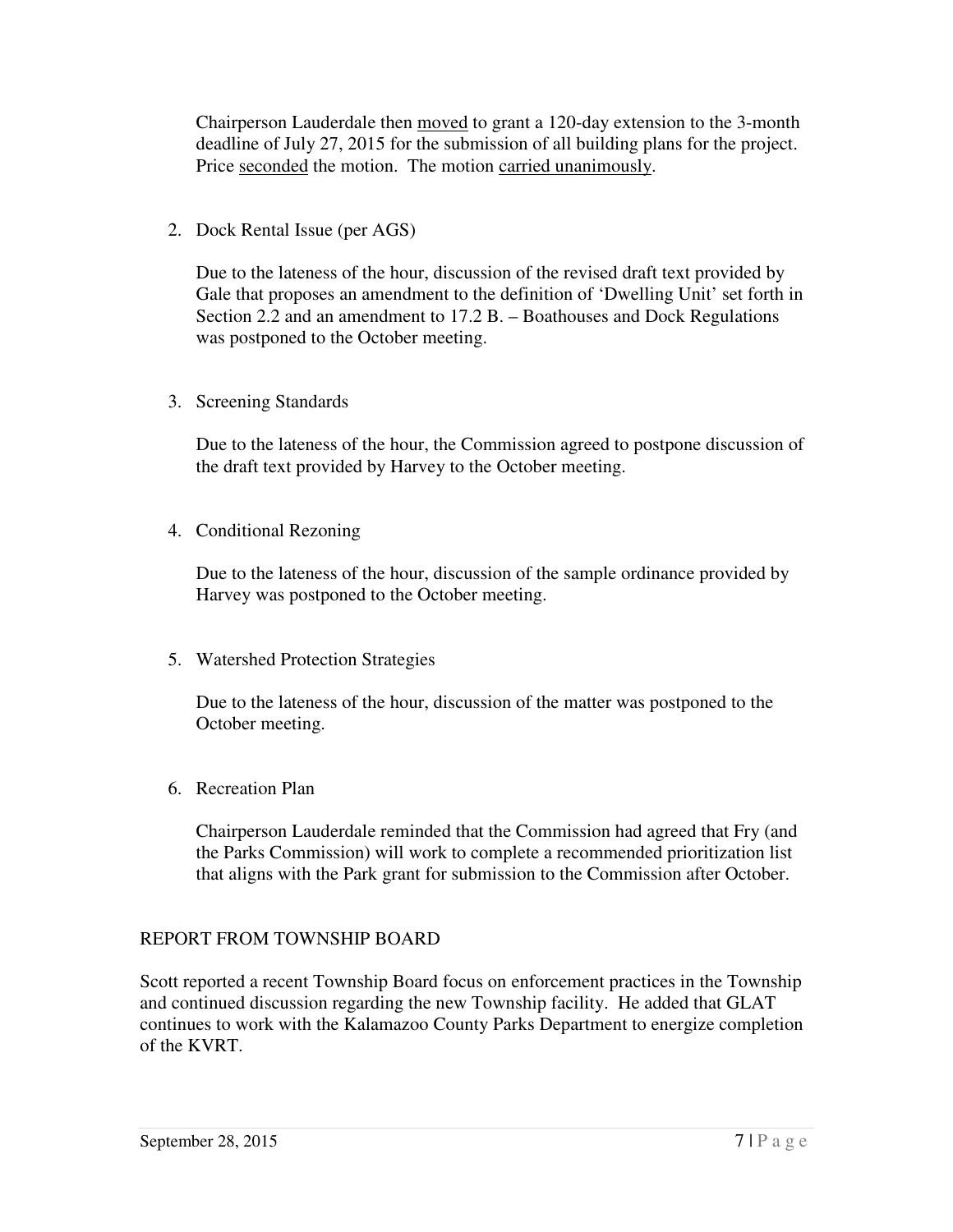Chairperson Lauderdale then moved to grant a 120-day extension to the 3-month deadline of July 27, 2015 for the submission of all building plans for the project. Price seconded the motion. The motion carried unanimously.

2. Dock Rental Issue (per AGS)

   Due to the lateness of the hour, discussion of the revised draft text provided by Gale that proposes an amendment to the definition of 'Dwelling Unit' set forth in Section 2.2 and an amendment to 17.2 B. – Boathouses and Dock Regulations was postponed to the October meeting.

3. Screening Standards

   Due to the lateness of the hour, the Commission agreed to postpone discussion of the draft text provided by Harvey to the October meeting.

4. Conditional Rezoning

   Due to the lateness of the hour, discussion of the sample ordinance provided by Harvey was postponed to the October meeting.

5. Watershed Protection Strategies

   Due to the lateness of the hour, discussion of the matter was postponed to the October meeting.

6. Recreation Plan

   Chairperson Lauderdale reminded that the Commission had agreed that Fry (and the Parks Commission) will work to complete a recommended prioritization list that aligns with the Park grant for submission to the Commission after October.

## REPORT FROM TOWNSHIP BOARD

Scott reported a recent Township Board focus on enforcement practices in the Township and continued discussion regarding the new Township facility. He added that GLAT continues to work with the Kalamazoo County Parks Department to energize completion of the KVRT.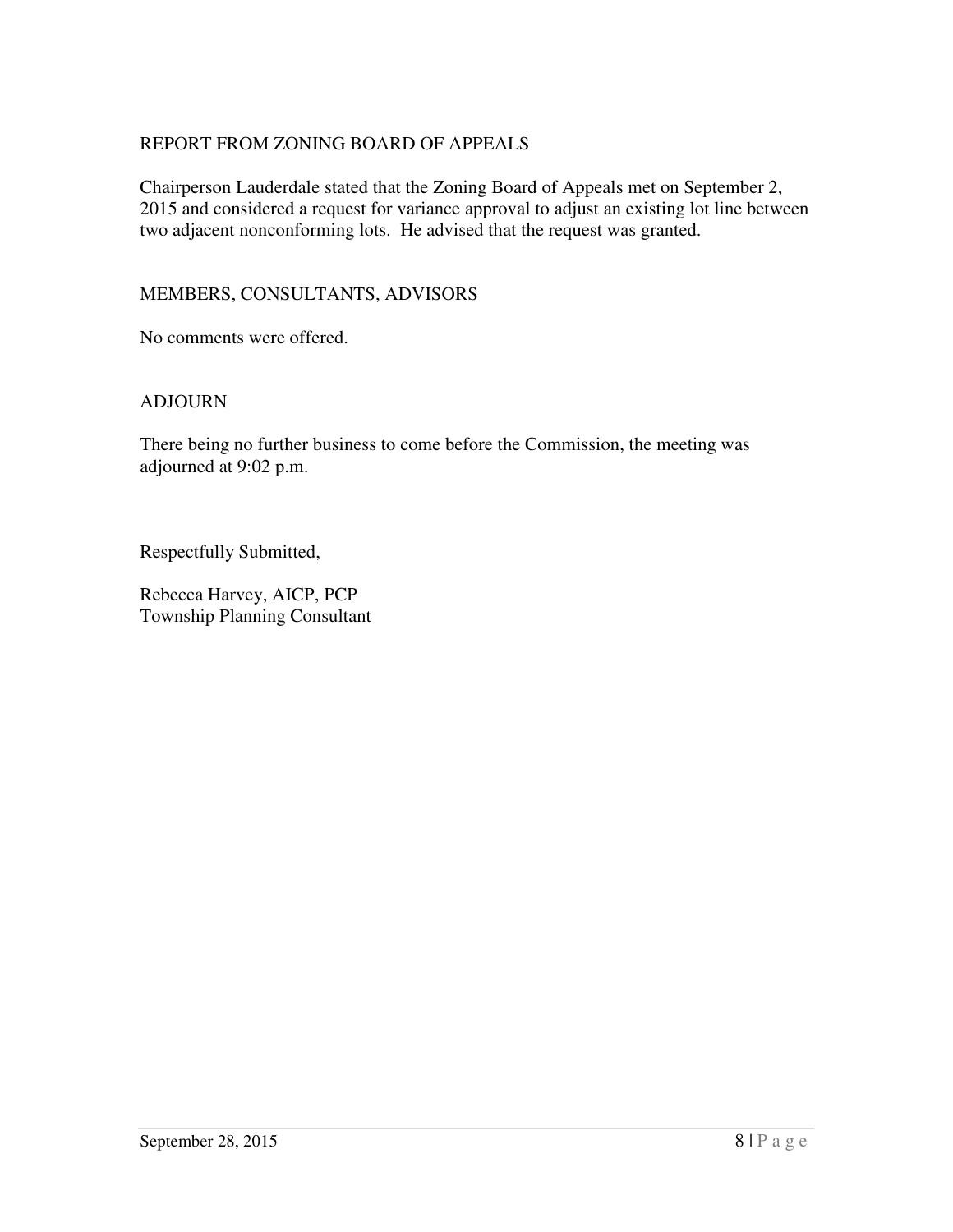## REPORT FROM ZONING BOARD OF APPEALS

Chairperson Lauderdale stated that the Zoning Board of Appeals met on September 2, 2015 and considered a request for variance approval to adjust an existing lot line between two adjacent nonconforming lots. He advised that the request was granted.

## MEMBERS, CONSULTANTS, ADVISORS

No comments were offered.

## ADJOURN

There being no further business to come before the Commission, the meeting was adjourned at 9:02 p.m.

Respectfully Submitted,

Rebecca Harvey, AICP, PCP
Township Planning Consultant